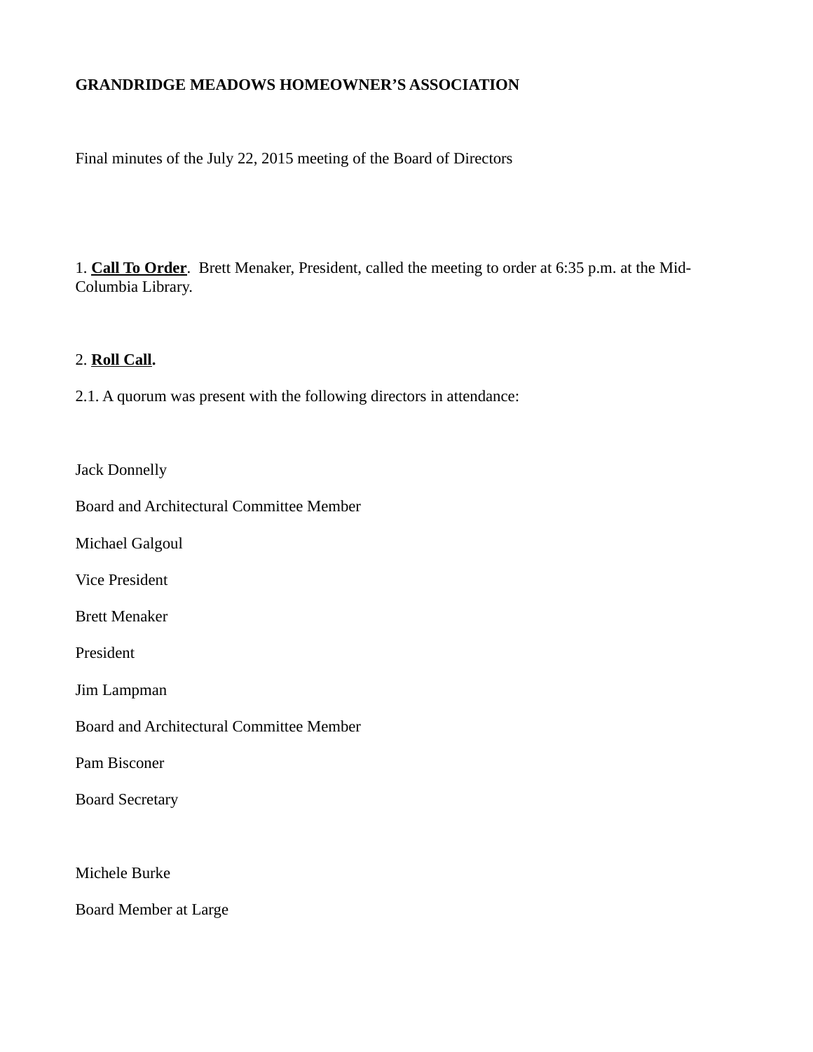**GRANDRIDGE MEADOWS HOMEOWNER'S ASSOCIATION**

Final minutes of the July 22, 2015 meeting of the Board of Directors

1. **Call To Order**. Brett Menaker, President, called the meeting to order at 6:35 p.m. at the Mid-Columbia Library.

2. **Roll Call.**

2.1. A quorum was present with the following directors in attendance:

Jack Donnelly

Board and Architectural Committee Member

Michael Galgoul

Vice President

Brett Menaker

President

Jim Lampman

Board and Architectural Committee Member

Pam Bisconer

Board Secretary

Michele Burke

Board Member at Large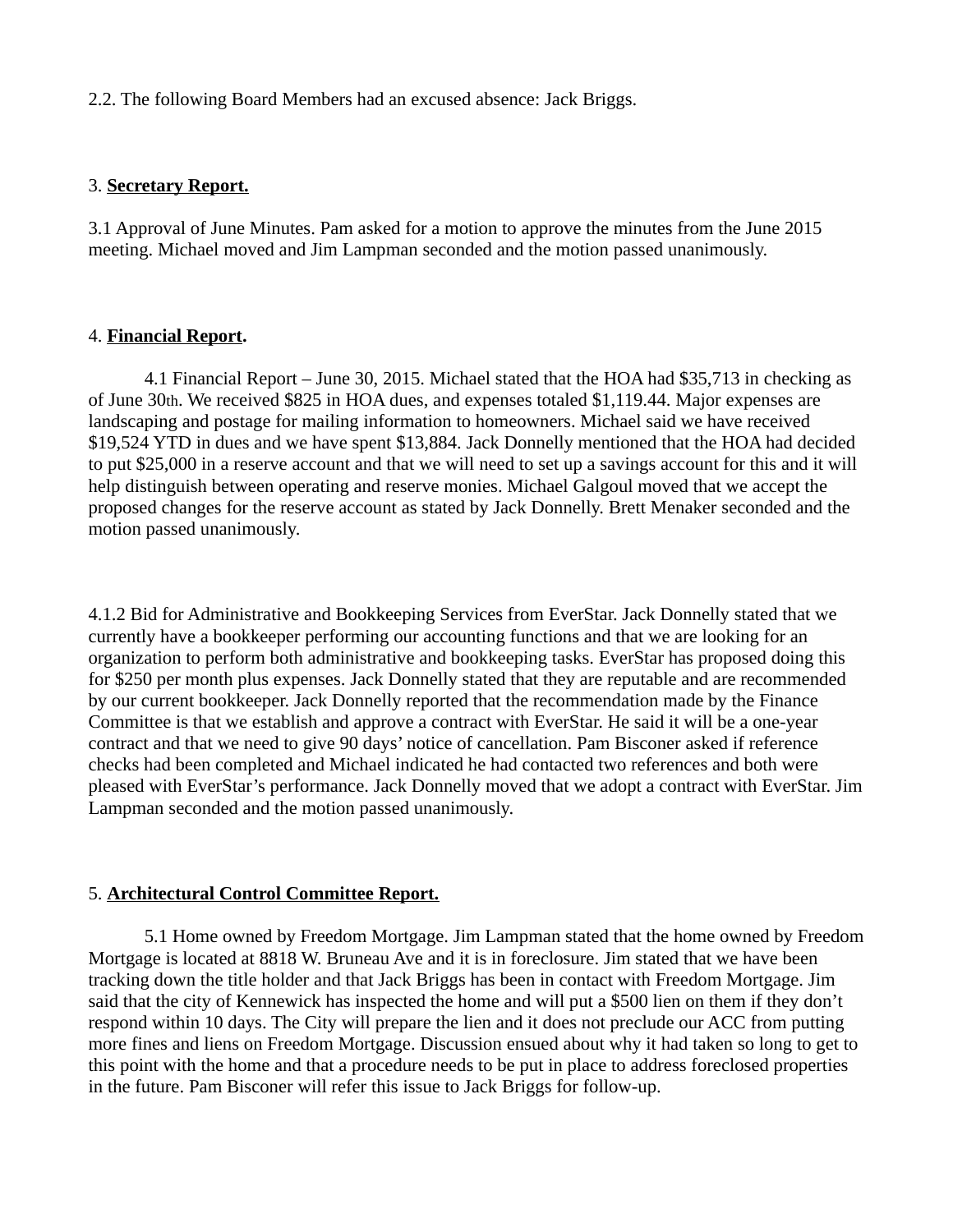2.2. The following Board Members had an excused absence: Jack Briggs.

3. **Secretary Report.**

3.1 Approval of June Minutes. Pam asked for a motion to approve the minutes from the June 2015 meeting. Michael moved and Jim Lampman seconded and the motion passed unanimously.

4. **Financial Report.**

4.1 Financial Report – June 30, 2015. Michael stated that the HOA had $35,713 in checking as of June 30th. We received $825 in HOA dues, and expenses totaled $1,119.44. Major expenses are landscaping and postage for mailing information to homeowners. Michael said we have received $19,524 YTD in dues and we have spent $13,884. Jack Donnelly mentioned that the HOA had decided to put $25,000 in a reserve account and that we will need to set up a savings account for this and it will help distinguish between operating and reserve monies. Michael Galgoul moved that we accept the proposed changes for the reserve account as stated by Jack Donnelly. Brett Menaker seconded and the motion passed unanimously.

4.1.2 Bid for Administrative and Bookkeeping Services from EverStar. Jack Donnelly stated that we currently have a bookkeeper performing our accounting functions and that we are looking for an organization to perform both administrative and bookkeeping tasks. EverStar has proposed doing this for $250 per month plus expenses. Jack Donnelly stated that they are reputable and are recommended by our current bookkeeper. Jack Donnelly reported that the recommendation made by the Finance Committee is that we establish and approve a contract with EverStar. He said it will be a one-year contract and that we need to give 90 days' notice of cancellation. Pam Bisconer asked if reference checks had been completed and Michael indicated he had contacted two references and both were pleased with EverStar's performance. Jack Donnelly moved that we adopt a contract with EverStar. Jim Lampman seconded and the motion passed unanimously.

5. **Architectural Control Committee Report.**

5.1 Home owned by Freedom Mortgage. Jim Lampman stated that the home owned by Freedom Mortgage is located at 8818 W. Bruneau Ave and it is in foreclosure. Jim stated that we have been tracking down the title holder and that Jack Briggs has been in contact with Freedom Mortgage. Jim said that the city of Kennewick has inspected the home and will put a $500 lien on them if they don't respond within 10 days. The City will prepare the lien and it does not preclude our ACC from putting more fines and liens on Freedom Mortgage. Discussion ensued about why it had taken so long to get to this point with the home and that a procedure needs to be put in place to address foreclosed properties in the future. Pam Bisconer will refer this issue to Jack Briggs for follow-up.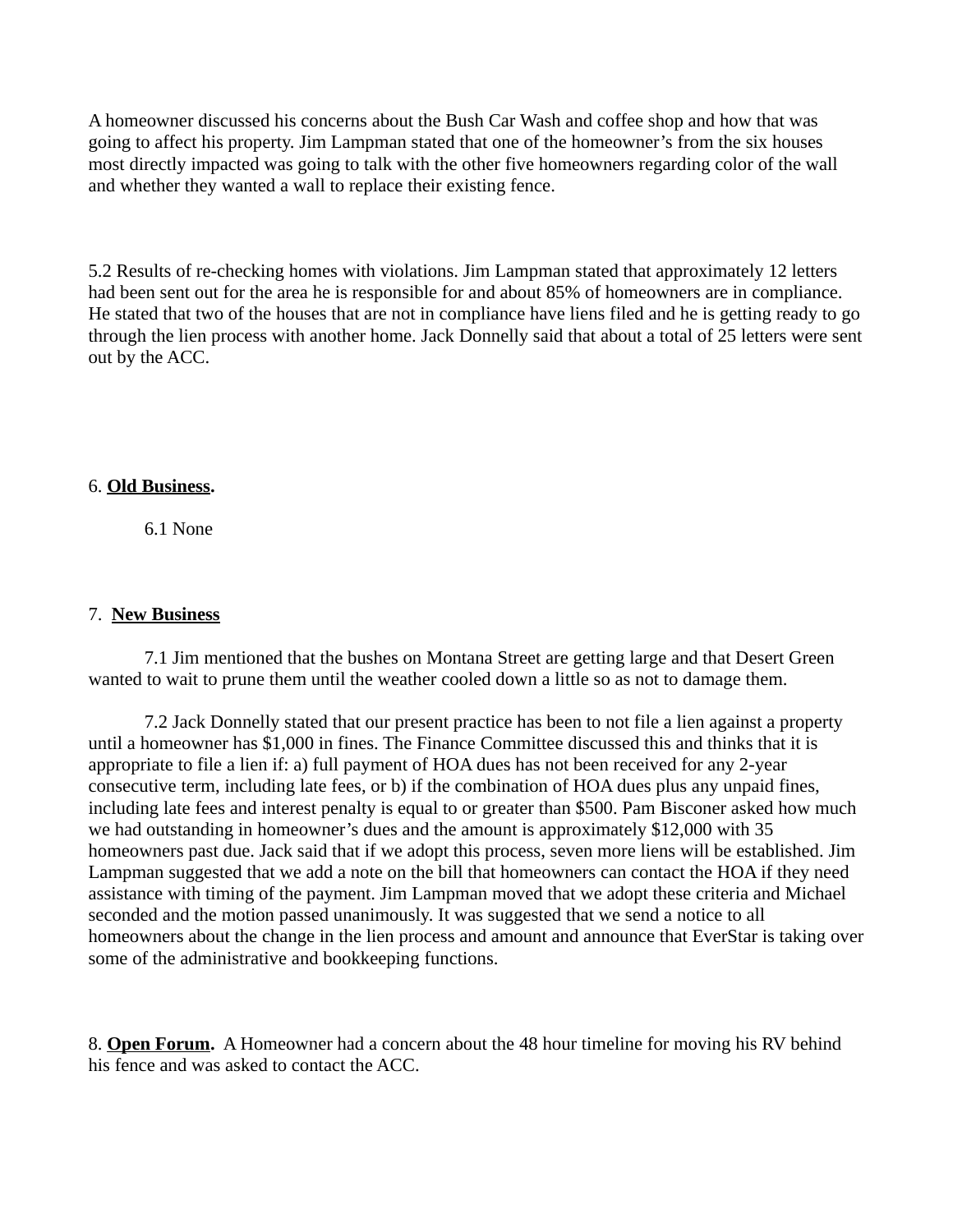A homeowner discussed his concerns about the Bush Car Wash and coffee shop and how that was going to affect his property. Jim Lampman stated that one of the homeowner's from the six houses most directly impacted was going to talk with the other five homeowners regarding color of the wall and whether they wanted a wall to replace their existing fence.

5.2 Results of re-checking homes with violations. Jim Lampman stated that approximately 12 letters had been sent out for the area he is responsible for and about 85% of homeowners are in compliance. He stated that two of the houses that are not in compliance have liens filed and he is getting ready to go through the lien process with another home. Jack Donnelly said that about a total of 25 letters were sent out by the ACC.

6. **Old Business.**

6.1 None

7. **New Business**

7.1 Jim mentioned that the bushes on Montana Street are getting large and that Desert Green wanted to wait to prune them until the weather cooled down a little so as not to damage them.

7.2 Jack Donnelly stated that our present practice has been to not file a lien against a property until a homeowner has $1,000 in fines. The Finance Committee discussed this and thinks that it is appropriate to file a lien if: a) full payment of HOA dues has not been received for any 2-year consecutive term, including late fees, or b) if the combination of HOA dues plus any unpaid fines, including late fees and interest penalty is equal to or greater than $500. Pam Bisconer asked how much we had outstanding in homeowner's dues and the amount is approximately $12,000 with 35 homeowners past due. Jack said that if we adopt this process, seven more liens will be established. Jim Lampman suggested that we add a note on the bill that homeowners can contact the HOA if they need assistance with timing of the payment. Jim Lampman moved that we adopt these criteria and Michael seconded and the motion passed unanimously. It was suggested that we send a notice to all homeowners about the change in the lien process and amount and announce that EverStar is taking over some of the administrative and bookkeeping functions.

8. **Open Forum.** A Homeowner had a concern about the 48 hour timeline for moving his RV behind his fence and was asked to contact the ACC.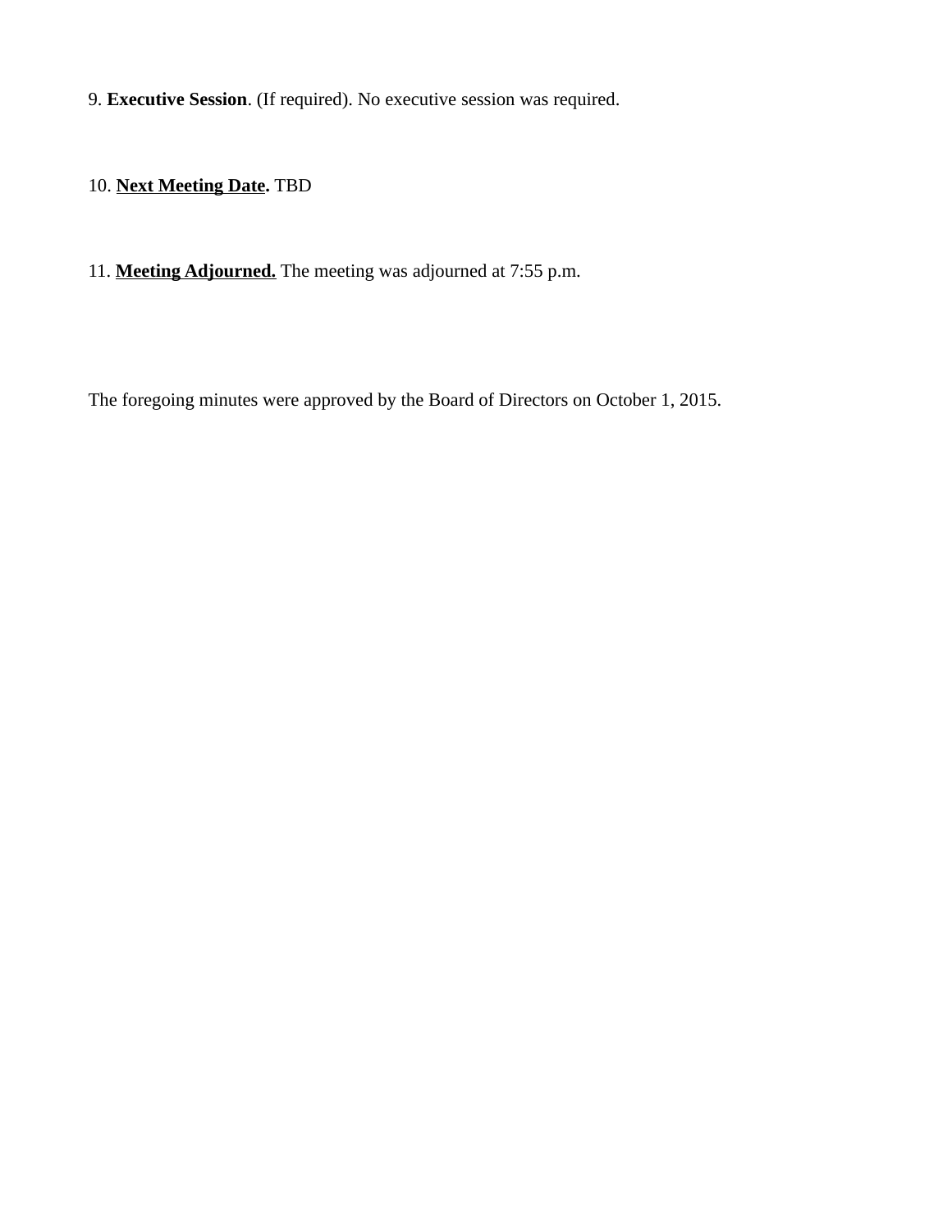9. **Executive Session**. (If required). No executive session was required.

10. **Next Meeting Date.** TBD

11. **Meeting Adjourned.** The meeting was adjourned at 7:55 p.m.

The foregoing minutes were approved by the Board of Directors on October 1, 2015.